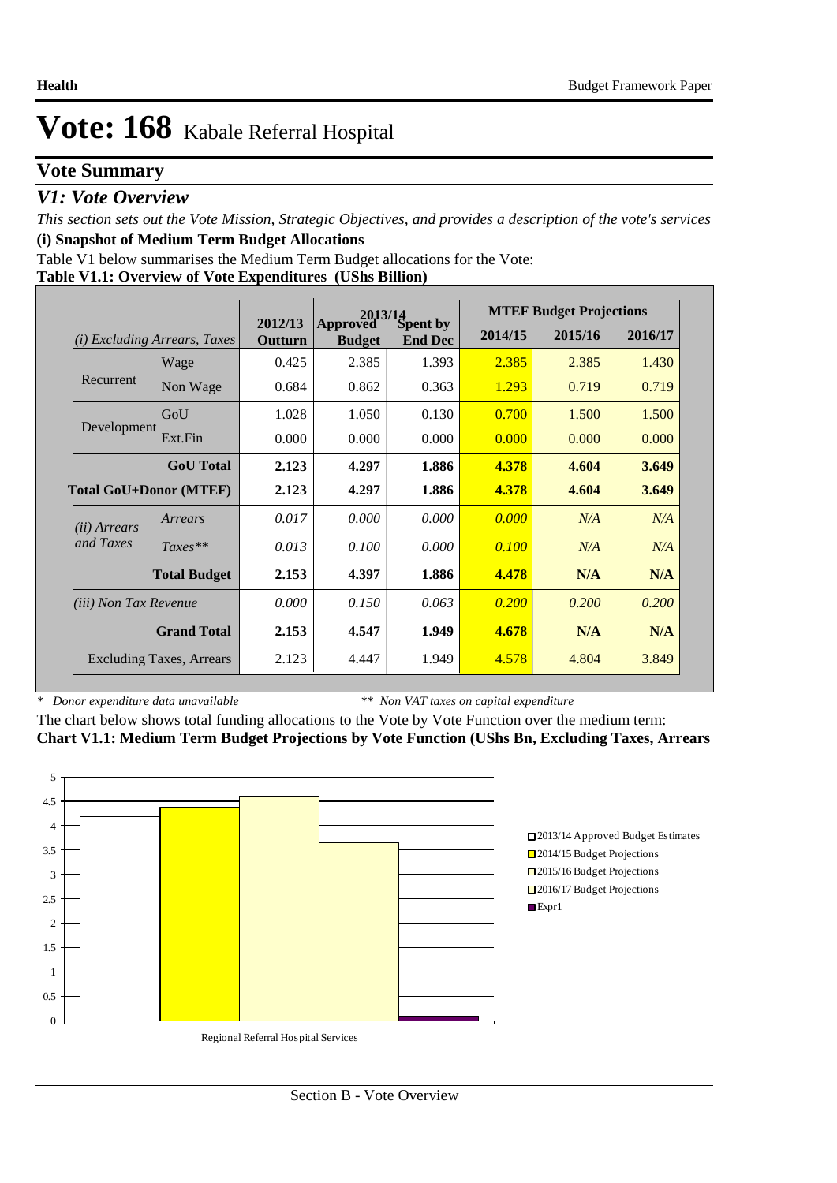# Vote: 168 Kabale Referral Hospital

## Vote Summary

### *V1: Vote Overview*

*This section sets out the Vote Mission, Strategic Objectives, and provides a description of the vote's services*

**(i) Snapshot of Medium Term Budget Allocations**

Table V1 below summarises the Medium Term Budget allocations for the Vote:

**Table V1.1: Overview of Vote Expenditures (UShs Billion)**

| *(i) Excluding Arrears, Taxes* | | 2012/13 Outturn | 2013/14 Approved Budget | 2013/14 Spent by End Dec | MTEF Budget Projections 2014/15 | 2015/16 | 2016/17 |
|---|---|---|---|---|---|---|---|
| Recurrent | Wage | 0.425 | 2.385 | 1.393 | 2.385 | 2.385 | 1.430 |
| | Non Wage | 0.684 | 0.862 | 0.363 | 1.293 | 0.719 | 0.719 |
| Development | GoU | 1.028 | 1.050 | 0.130 | 0.700 | 1.500 | 1.500 |
| | Ext.Fin | 0.000 | 0.000 | 0.000 | 0.000 | 0.000 | 0.000 |
| | **GoU Total** | **2.123** | **4.297** | **1.886** | **4.378** | **4.604** | **3.649** |
| **Total GoU+Donor (MTEF)** | | **2.123** | **4.297** | **1.886** | **4.378** | **4.604** | **3.649** |
| *(ii) Arrears and Taxes* | *Arrears* | *0.017* | *0.000* | *0.000* | *0.000* | *N/A* | *N/A* |
| | *Taxes*** | *0.013* | *0.100* | *0.000* | *0.100* | *N/A* | *N/A* |
| | **Total Budget** | **2.153** | **4.397** | **1.886** | **4.478** | **N/A** | **N/A** |
| *(iii) Non Tax Revenue* | | *0.000* | *0.150* | *0.063* | *0.200* | *0.200* | *0.200* |
| | **Grand Total** | **2.153** | **4.547** | **1.949** | **4.678** | **N/A** | **N/A** |
| | Excluding Taxes, Arrears | 2.123 | 4.447 | 1.949 | 4.578 | 4.804 | 3.849 |

\* *Donor expenditure data unavailable* ** *Non VAT taxes on capital expenditure*

The chart below shows total funding allocations to the Vote by Vote Function over the medium term:

**Chart V1.1: Medium Term Budget Projections by Vote Function (UShs Bn, Excluding Taxes, Arrears**

5
4.5
4
3.5
3
2.5
2
1.5
1
0.5
0

Regional Referral Hospital Services

2013/14 Approved Budget Estimates
2014/15 Budget Projections
2015/16 Budget Projections
2016/17 Budget Projections
Expr1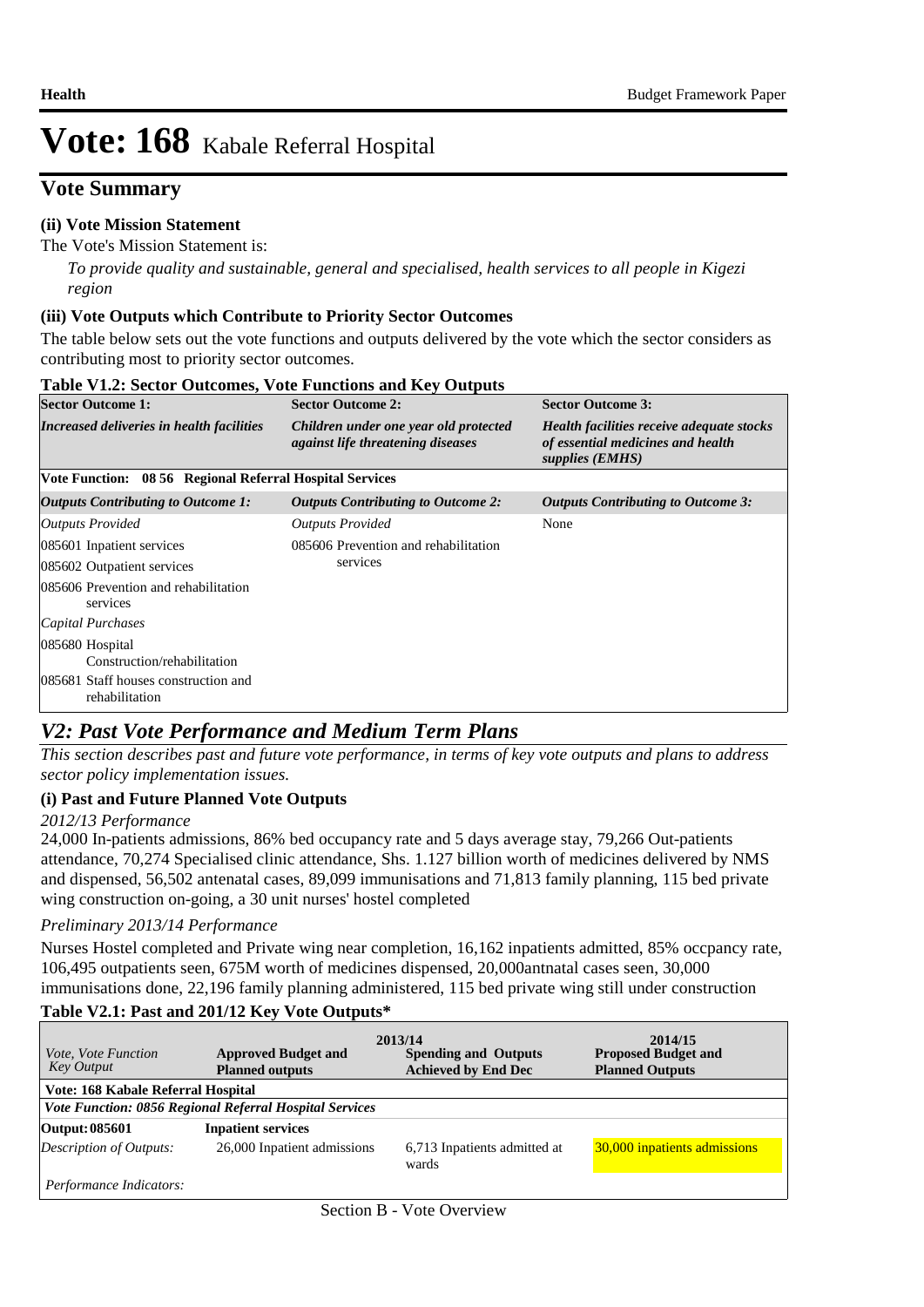# Vote: 168 Kabale Referral Hospital

## Vote Summary

### (ii) Vote Mission Statement

The Vote's Mission Statement is:

*To provide quality and sustainable, general and specialised, health services to all people in Kigezi region*

### (iii) Vote Outputs which Contribute to Priority Sector Outcomes

The table below sets out the vote functions and outputs delivered by the vote which the sector considers as contributing most to priority sector outcomes.

**Table V1.2: Sector Outcomes, Vote Functions and Key Outputs**

| **Sector Outcome 1:** | **Sector Outcome 2:** | **Sector Outcome 3:** |
|---|---|---|
| ***Increased deliveries in health facilities*** | ***Children under one year old protected against life threatening diseases*** | ***Health facilities receive adequate stocks of essential medicines and health supplies (EMHS)*** |
| **Vote Function: 08 56 Regional Referral Hospital Services** | | |
| ***Outputs Contributing to Outcome 1:*** | ***Outputs Contributing to Outcome 2:*** | ***Outputs Contributing to Outcome 3:*** |
| *Outputs Provided* | *Outputs Provided* | None |
| 085601 Inpatient services | 085606 Prevention and rehabilitation services | |
| 085602 Outpatient services | | |
| 085606 Prevention and rehabilitation services | | |
| *Capital Purchases* | | |
| 085680 Hospital Construction/rehabilitation | | |
| 085681 Staff houses construction and rehabilitation | | |

## *V2: Past Vote Performance and Medium Term Plans*

*This section describes past and future vote performance, in terms of key vote outputs and plans to address sector policy implementation issues.*

### (i) Past and Future Planned Vote Outputs

*2012/13 Performance*

24,000 In-patients admissions, 86% bed occupancy rate and 5 days average stay, 79,266 Out-patients attendance, 70,274 Specialised clinic attendance, Shs. 1.127 billion worth of medicines delivered by NMS and dispensed, 56,502 antenatal cases, 89,099 immunisations and 71,813 family planning, 115 bed private wing construction on-going, a 30 unit nurses' hostel completed

*Preliminary 2013/14 Performance*

Nurses Hostel completed and Private wing near completion, 16,162 inpatients admitted, 85% occpancy rate, 106,495 outpatients seen, 675M worth of medicines dispensed, 20,000antnatal cases seen, 30,000 immunisations done, 22,196 family planning administered, 115 bed private wing still under construction

**Table V2.1: Past and 201/12 Key Vote Outputs\***

| *Vote, Vote Function Key Output* | **2013/14** **Approved Budget and Planned outputs** | **Spending and Outputs Achieved by End Dec** | **2014/15** **Proposed Budget and Planned Outputs** |
|---|---|---|---|
| **Vote: 168 Kabale Referral Hospital** | | | |
| ***Vote Function: 0856 Regional Referral Hospital Services*** | | | |
| **Output: 085601** | **Inpatient services** | | |
| *Description of Outputs:* | 26,000 Inpatient admissions | 6,713 Inpatients admitted at wards | 30,000 inpatients admissions |
| *Performance Indicators:* | | | |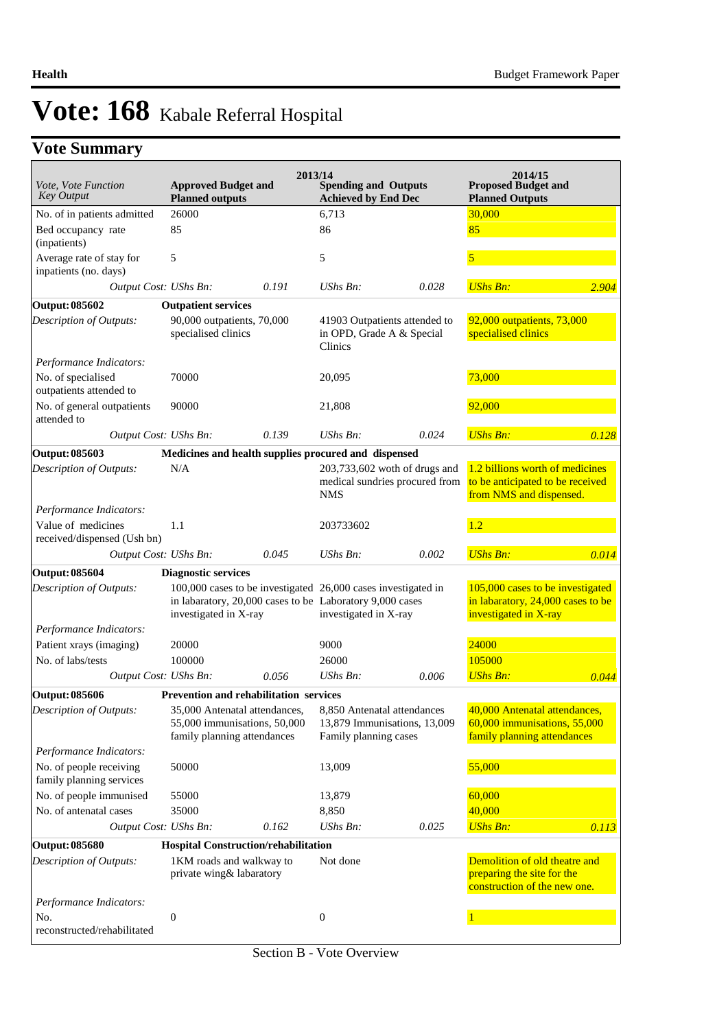# Vote: 168 Kabale Referral Hospital

## Vote Summary

| *Vote, Vote Function Key Output* | 2013/14 **Approved Budget and Planned outputs** | | **Spending and Outputs Achieved by End Dec** | | 2014/15 **Proposed Budget and Planned Outputs** | |
|---|---|---|---|---|---|---|
| No. of in patients admitted | 26000 | | 6,713 | | 30,000 | |
| Bed occupancy rate (inpatients) | 85 | | 86 | | 85 | |
| Average rate of stay for inpatients (no. days) | 5 | | 5 | | 5 | |
| *Output Cost:* | *UShs Bn:* | *0.191* | *UShs Bn:* | *0.028* | *UShs Bn:* | *2.904* |
| **Output: 085602** | **Outpatient services** | | | | | |
| *Description of Outputs:* | 90,000 outpatients, 70,000 specialised clinics | | 41903 Outpatients attended to in OPD, Grade A & Special Clinics | | 92,000 outpatients, 73,000 specialised clinics | |
| *Performance Indicators:* | | | | | | |
| No. of specialised outpatients attended to | 70000 | | 20,095 | | 73,000 | |
| No. of general outpatients attended to | 90000 | | 21,808 | | 92,000 | |
| *Output Cost:* | *UShs Bn:* | *0.139* | *UShs Bn:* | *0.024* | *UShs Bn:* | *0.128* |
| **Output: 085603** | **Medicines and health supplies procured and dispensed** | | | | | |
| *Description of Outputs:* | N/A | | 203,733,602 woth of drugs and medical sundries procured from NMS | | 1.2 billions worth of medicines to be anticipated to be received from NMS and dispensed. | |
| *Performance Indicators:* | | | | | | |
| Value of medicines received/dispensed (Ush bn) | 1.1 | | 203733602 | | 1.2 | |
| *Output Cost:* | *UShs Bn:* | *0.045* | *UShs Bn:* | *0.002* | *UShs Bn:* | *0.014* |
| **Output: 085604** | **Diagnostic services** | | | | | |
| *Description of Outputs:* | 100,000 cases to be investigated in labaratory, 20,000 cases to be investigated in X-ray | | 26,000 cases investigated in Laboratory 9,000 cases investigated in X-ray | | 105,000 cases to be investigated in labaratory, 24,000 cases to be investigated in X-ray | |
| *Performance Indicators:* | | | | | | |
| Patient xrays (imaging) | 20000 | | 9000 | | 24000 | |
| No. of labs/tests | 100000 | | 26000 | | 105000 | |
| *Output Cost:* | *UShs Bn:* | *0.056* | *UShs Bn:* | *0.006* | *UShs Bn:* | *0.044* |
| **Output: 085606** | **Prevention and rehabilitation services** | | | | | |
| *Description of Outputs:* | 35,000 Antenatal attendances, 55,000 immunisations, 50,000 family planning attendances | | 8,850 Antenatal attendances 13,879 Immunisations, 13,009 Family planning cases | | 40,000 Antenatal attendances, 60,000 immunisations, 55,000 family planning attendances | |
| *Performance Indicators:* | | | | | | |
| No. of people receiving family planning services | 50000 | | 13,009 | | 55,000 | |
| No. of people immunised | 55000 | | 13,879 | | 60,000 | |
| No. of antenatal cases | 35000 | | 8,850 | | 40,000 | |
| *Output Cost:* | *UShs Bn:* | *0.162* | *UShs Bn:* | *0.025* | *UShs Bn:* | *0.113* |
| **Output: 085680** | **Hospital Construction/rehabilitation** | | | | | |
| *Description of Outputs:* | 1KM roads and walkway to private wing& labaratory | | Not done | | Demolition of old theatre and preparing the site for the construction of the new one. | |
| *Performance Indicators:* | | | | | | |
| No. reconstructed/rehabilitated | 0 | | 0 | | 1 | |

Section B - Vote Overview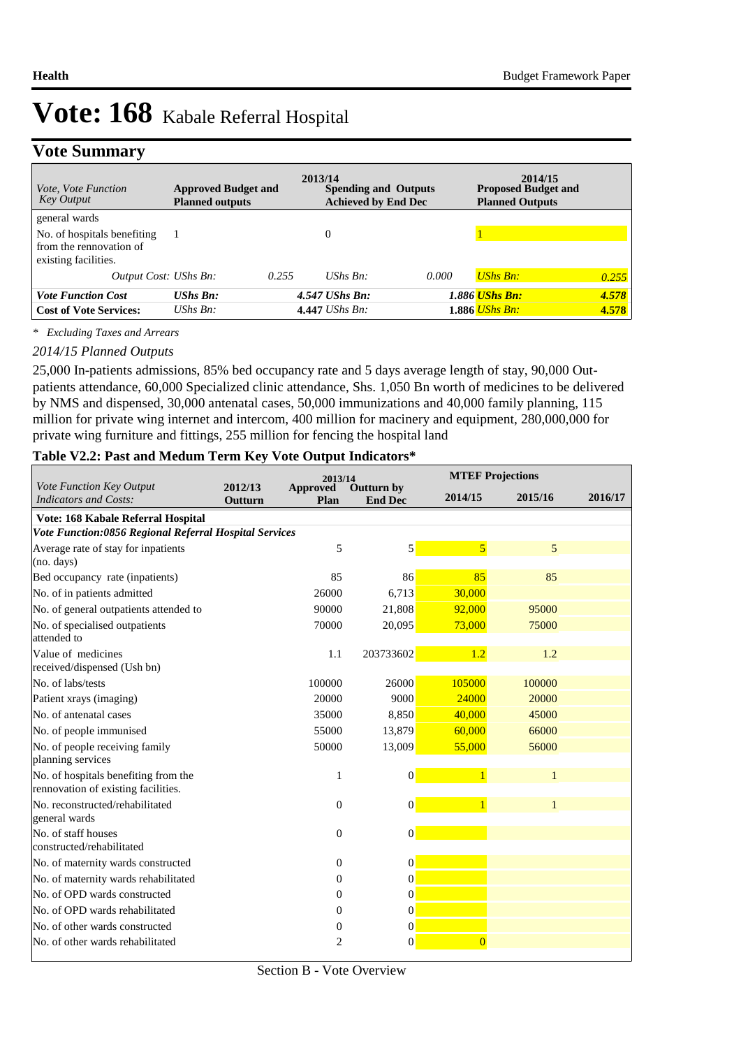# Vote: 168 Kabale Referral Hospital

## Vote Summary

| *Vote, Vote Function Key Output* | 2013/14 Approved Budget and Planned outputs | | 2013/14 Spending and Outputs Achieved by End Dec | | 2014/15 Proposed Budget and Planned Outputs | |
|---|---|---|---|---|---|---|
| general wards | | | | | | |
| No. of hospitals benefiting from the rennovation of existing facilities. | 1 | | 0 | | 1 | |
| *Output Cost: UShs Bn:* | | *0.255* | *UShs Bn:* | *0.000* | *UShs Bn:* | *0.255* |
| ***Vote Function Cost*** | ***UShs Bn:*** | ***4.547*** | ***UShs Bn:*** | ***1.886*** | ***UShs Bn:*** | ***4.578*** |
| **Cost of Vote Services:** | *UShs Bn:* | **4.447** | *UShs Bn:* | **1.886** | *UShs Bn:* | **4.578** |

*\* Excluding Taxes and Arrears*

*2014/15 Planned Outputs*

25,000 In-patients admissions, 85% bed occupancy rate and 5 days average length of stay, 90,000 Out-patients attendance, 60,000 Specialized clinic attendance, Shs. 1,050 Bn worth of medicines to be delivered by NMS and dispensed, 30,000 antenatal cases, 50,000 immunizations and 40,000 family planning, 115 million for private wing internet and intercom, 400 million for macinery and equipment, 280,000,000 for private wing furniture and fittings, 255 million for fencing the hospital land

**Table V2.2: Past and Medum Term Key Vote Output Indicators\***

| *Vote Function Key Output Indicators and Costs:* | 2012/13 Outturn | 2013/14 Approved Plan | 2013/14 Outturn by End Dec | MTEF Projections 2014/15 | 2015/16 | 2016/17 |
|---|---|---|---|---|---|---|
| **Vote: 168 Kabale Referral Hospital** | | | | | | |
| ***Vote Function:0856 Regional Referral Hospital Services*** | | | | | | |
| Average rate of stay for inpatients (no. days) | | 5 | 5 | 5 | 5 | |
| Bed occupancy rate (inpatients) | | 85 | 86 | 85 | 85 | |
| No. of in patients admitted | | 26000 | 6,713 | 30,000 | | |
| No. of general outpatients attended to | | 90000 | 21,808 | 92,000 | 95000 | |
| No. of specialised outpatients attended to | | 70000 | 20,095 | 73,000 | 75000 | |
| Value of medicines received/dispensed (Ush bn) | | 1.1 | 203733602 | 1.2 | 1.2 | |
| No. of labs/tests | | 100000 | 26000 | 105000 | 100000 | |
| Patient xrays (imaging) | | 20000 | 9000 | 24000 | 20000 | |
| No. of antenatal cases | | 35000 | 8,850 | 40,000 | 45000 | |
| No. of people immunised | | 55000 | 13,879 | 60,000 | 66000 | |
| No. of people receiving family planning services | | 50000 | 13,009 | 55,000 | 56000 | |
| No. of hospitals benefiting from the rennovation of existing facilities. | | 1 | 0 | 1 | 1 | |
| No. reconstructed/rehabilitated general wards | | 0 | 0 | 1 | 1 | |
| No. of staff houses constructed/rehabilitated | | 0 | 0 | | | |
| No. of maternity wards constructed | | 0 | 0 | | | |
| No. of maternity wards rehabilitated | | 0 | 0 | | | |
| No. of OPD wards constructed | | 0 | 0 | | | |
| No. of OPD wards rehabilitated | | 0 | 0 | | | |
| No. of other wards constructed | | 0 | 0 | | | |
| No. of other wards rehabilitated | | 2 | 0 | 0 | | |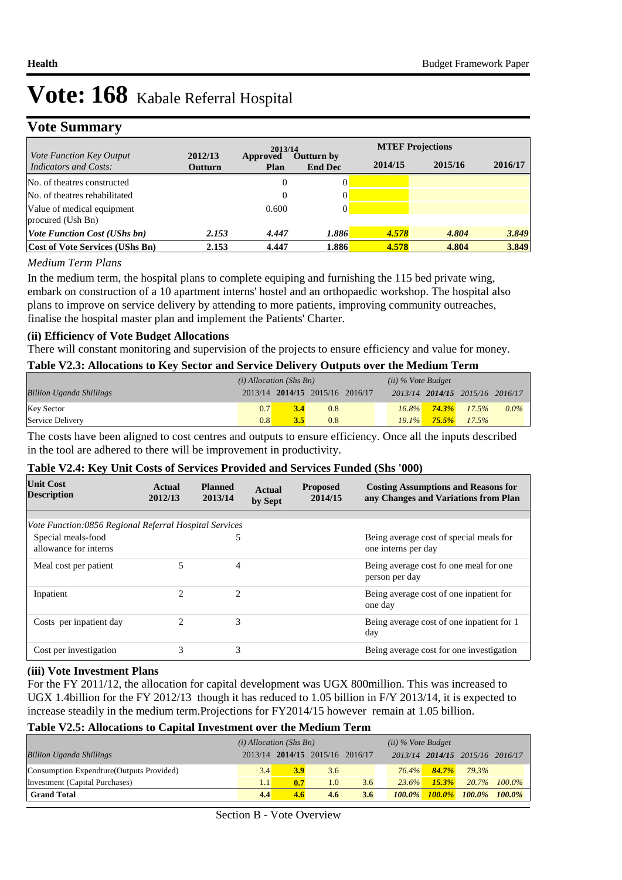# Vote: 168 Kabale Referral Hospital

## Vote Summary

| *Vote Function Key Output Indicators and Costs:* | 2012/13 Outturn | 2013/14 Approved Plan | 2013/14 Outturn by End Dec | MTEF Projections 2014/15 | MTEF Projections 2015/16 | MTEF Projections 2016/17 |
|---|---|---|---|---|---|---|
| No. of theatres constructed | | 0 | 0 | | | |
| No. of theatres rehabilitated | | 0 | 0 | | | |
| Value of medical equipment procured (Ush Bn) | | 0.600 | 0 | | | |
| ***Vote Function Cost (UShs bn)*** | ***2.153*** | ***4.447*** | ***1.886*** | ***4.578*** | ***4.804*** | ***3.849*** |
| **Cost of Vote Services (UShs Bn)** | **2.153** | **4.447** | **1.886** | **4.578** | **4.804** | **3.849** |

*Medium Term Plans*

In the medium term, the hospital plans to complete equiping and furnishing the 115 bed private wing, embark on construction of a 10 apartment interns' hostel and an orthopaedic workshop. The hospital also plans to improve on service delivery by attending to more patients, improving community outreaches, finalise the hospital master plan and implement the Patients' Charter.

### (ii) Efficiency of Vote Budget Allocations

There will constant monitoring and supervision of the projects to ensure efficiency and value for money.

**Table V2.3: Allocations to Key Sector and Service Delivery Outputs over the Medium Term**

| *Billion Uganda Shillings* | *(i) Allocation (Shs Bn)* 2013/14 | **2014/15** | 2015/16 | 2016/17 | *(ii) % Vote Budget* 2013/14 | **2014/15** | 2015/16 | 2016/17 |
|---|---|---|---|---|---|---|---|---|
| Key Sector | 0.7 | **3.4** | 0.8 | | *16.8%* | ***74.3%*** | *17.5%* | *0.0%* |
| Service Delivery | 0.8 | **3.5** | 0.8 | | *19.1%* | ***75.5%*** | *17.5%* | |

The costs have been aligned to cost centres and outputs to ensure efficiency. Once all the inputs described in the tool are adhered to there will be improvement in productivity.

**Table V2.4: Key Unit Costs of Services Provided and Services Funded (Shs '000)**

| Unit Cost Description | Actual 2012/13 | Planned 2013/14 | Actual by Sept | Proposed 2014/15 | Costing Assumptions and Reasons for any Changes and Variations from Plan |
|---|---|---|---|---|---|
| *Vote Function:0856 Regional Referral Hospital Services* | | | | | |
| Special meals-food allowance for interns | | 5 | | | Being average cost of special meals for one interns per day |
| Meal cost per patient | 5 | 4 | | | Being average cost fo one meal for one person per day |
| Inpatient | 2 | 2 | | | Being average cost of one inpatient for one day |
| Costs per inpatient day | 2 | 3 | | | Being average cost of one inpatient for 1 day |
| Cost per investigation | 3 | 3 | | | Being average cost for one investigation |

### (iii) Vote Investment Plans

For the FY 2011/12, the allocation for capital development was UGX 800million. This was increased to UGX 1.4billion for the FY 2012/13 though it has reduced to 1.05 billion in F/Y 2013/14, it is expected to increase steadily in the medium term.Projections for FY2014/15 however remain at 1.05 billion.

**Table V2.5: Allocations to Capital Investment over the Medium Term**

| *Billion Uganda Shillings* | *(i) Allocation (Shs Bn)* 2013/14 | **2014/15** | 2015/16 | 2016/17 | *(ii) % Vote Budget* 2013/14 | **2014/15** | 2015/16 | 2016/17 |
|---|---|---|---|---|---|---|---|---|
| Consumption Expendture(Outputs Provided) | 3.4 | **3.9** | 3.6 | | *76.4%* | ***84.7%*** | *79.3%* | |
| Investment (Capital Purchases) | 1.1 | **0.7** | 1.0 | 3.6 | *23.6%* | ***15.3%*** | *20.7%* | *100.0%* |
| **Grand Total** | **4.4** | **4.6** | **4.6** | **3.6** | ***100.0%*** | ***100.0%*** | ***100.0%*** | ***100.0%*** |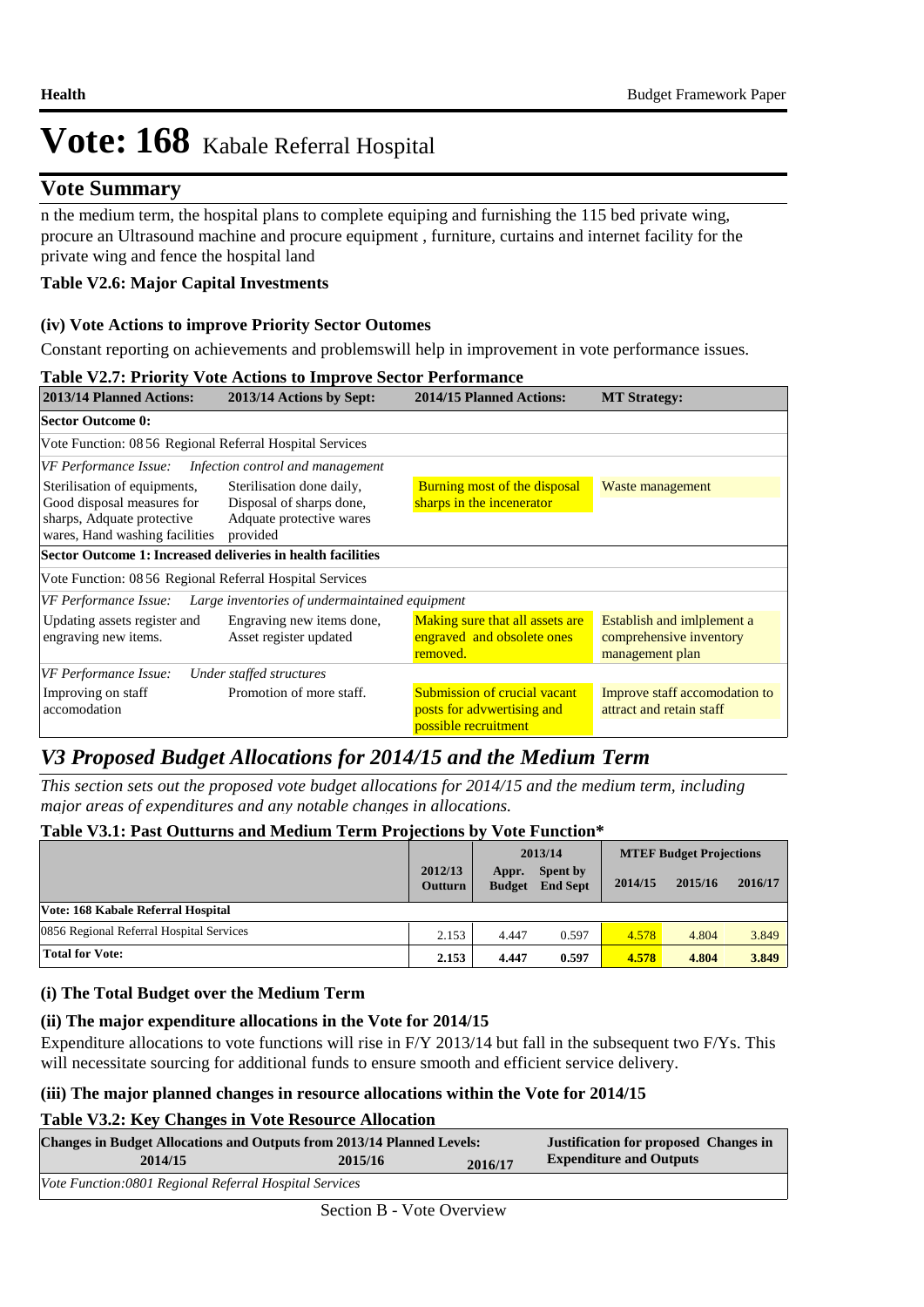# Vote: 168 Kabale Referral Hospital

## Vote Summary

n the medium term, the hospital plans to complete equiping and furnishing the 115 bed private wing, procure an Ultrasound machine and procure equipment , furniture, curtains and internet facility for the private wing and fence the hospital land

**Table V2.6: Major Capital Investments**

**(iv) Vote Actions to improve Priority Sector Outomes**

Constant reporting on achievements and problemswill help in improvement in vote performance issues.

**Table V2.7: Priority Vote Actions to Improve Sector Performance**

| 2013/14 Planned Actions: | 2013/14 Actions by Sept: | 2014/15 Planned Actions: | MT Strategy: |
|---|---|---|---|
| **Sector Outcome 0:** | | | |
| Vote Function: 08 56 Regional Referral Hospital Services | | | |
| *VF Performance Issue: Infection control and management* | | | |
| Sterilisation of equipments, Good disposal measures for sharps, Adquate protective wares, Hand washing facilities | Sterilisation done daily, Disposal of sharps done, Adquate protective wares provided | Burning most of the disposal sharps in the incenerator | Waste management |
| **Sector Outcome 1: Increased deliveries in health facilities** | | | |
| Vote Function: 08 56 Regional Referral Hospital Services | | | |
| *VF Performance Issue: Large inventories of undermaintained equipment* | | | |
| Updating assets register and engraving new items. | Engraving new items done, Asset register updated | Making sure that all assets are engraved and obsolete ones removed. | Establish and imlplement a comprehensive inventory management plan |
| *VF Performance Issue: Under staffed structures* | | | |
| Improving on staff accomodation | Promotion of more staff. | Submission of crucial vacant posts for advwertising and possible recruitment | Improve staff accomodation to attract and retain staff |

## *V3 Proposed Budget Allocations for 2014/15 and the Medium Term*

*This section sets out the proposed vote budget allocations for 2014/15 and the medium term, including major areas of expenditures and any notable changes in allocations.*

**Table V3.1: Past Outturns and Medium Term Projections by Vote Function\***

| | 2012/13 Outturn | 2013/14 Appr. Budget | 2013/14 Spent by End Sept | MTEF Budget Projections 2014/15 | 2015/16 | 2016/17 |
|---|---|---|---|---|---|---|
| **Vote: 168 Kabale Referral Hospital** | | | | | | |
| 0856 Regional Referral Hospital Services | 2.153 | 4.447 | 0.597 | 4.578 | 4.804 | 3.849 |
| **Total for Vote:** | **2.153** | **4.447** | **0.597** | **4.578** | **4.804** | **3.849** |

**(i) The Total Budget over the Medium Term**

**(ii) The major expenditure allocations in the Vote for 2014/15**

Expenditure allocations to vote functions will rise in F/Y 2013/14 but fall in the subsequent two F/Ys. This will necessitate sourcing for additional funds to ensure smooth and efficient service delivery.

**(iii) The major planned changes in resource allocations within the Vote for 2014/15**

**Table V3.2: Key Changes in Vote Resource Allocation**

| Changes in Budget Allocations and Outputs from 2013/14 Planned Levels: 2014/15 | 2015/16 | 2016/17 | Justification for proposed Changes in Expenditure and Outputs |
|---|---|---|---|
| *Vote Function:0801 Regional Referral Hospital Services* | | | |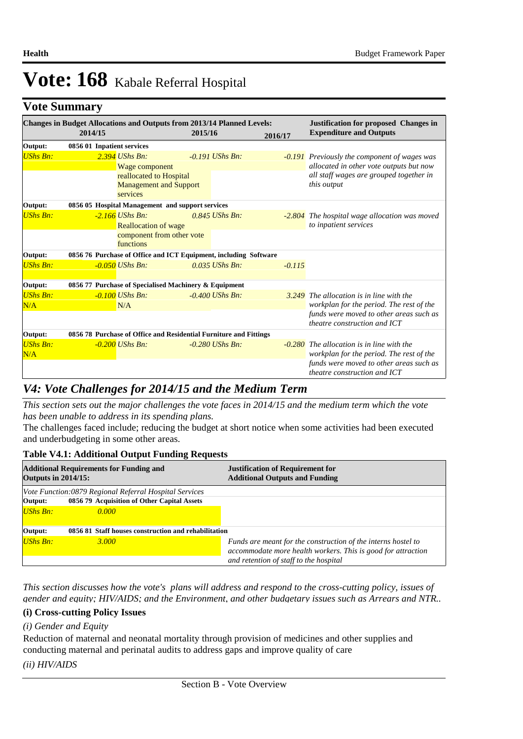# Vote: 168 Kabale Referral Hospital

## Vote Summary

| Changes in Budget Allocations and Outputs from 2013/14 Planned Levels: 2014/15 | | 2015/16 | 2016/17 | Justification for proposed Changes in Expenditure and Outputs |
|---|---|---|---|---|
| **Output: 0856 01 Inpatient services** | | | | |
| UShs Bn: | 2.394 | UShs Bn: -0.191 Wage component reallocated to Hospital Management and Support services | UShs Bn: -0.191 | Previously the component of wages was allocated in other vote outputs but now all staff wages are grouped together in this output |
| **Output: 0856 05 Hospital Management and support services** | | | | |
| UShs Bn: | -2.166 | UShs Bn: 0.845 Reallocation of wage component from other vote functions | UShs Bn: -2.804 | The hospital wage allocation was moved to inpatient services |
| **Output: 0856 76 Purchase of Office and ICT Equipment, including Software** | | | | |
| UShs Bn: | -0.050 | UShs Bn: 0.035 | UShs Bn: -0.115 | |
| **Output: 0856 77 Purchase of Specialised Machinery & Equipment** | | | | |
| UShs Bn: N/A | -0.100 | UShs Bn: -0.400 N/A | UShs Bn: 3.249 | The allocation is in line with the workplan for the period. The rest of the funds were moved to other areas such as theatre construction and ICT |
| **Output: 0856 78 Purchase of Office and Residential Furniture and Fittings** | | | | |
| UShs Bn: N/A | -0.200 | UShs Bn: -0.280 | UShs Bn: -0.280 | The allocation is in line with the workplan for the period. The rest of the funds were moved to other areas such as theatre construction and ICT |

## *V4: Vote Challenges for 2014/15 and the Medium Term*

*This section sets out the major challenges the vote faces in 2014/15 and the medium term which the vote has been unable to address in its spending plans.*

The challenges faced include; reducing the budget at short notice when some activities had been executed and underbudgeting in some other areas.

**Table V4.1: Additional Output Funding Requests**

| Additional Requirements for Funding and Outputs in 2014/15: | | Justification of Requirement for Additional Outputs and Funding |
|---|---|---|
| *Vote Function:0879 Regional Referral Hospital Services* | | |
| **Output: 0856 79 Acquisition of Other Capital Assets** | | |
| UShs Bn: | 0.000 | |
| **Output: 0856 81 Staff houses construction and rehabilitation** | | |
| UShs Bn: | 3.000 | *Funds are meant for the construction of the interns hostel to accommodate more health workers. This is good for attraction and retention of staff to the hospital* |

*This section discusses how the vote's plans will address and respond to the cross-cutting policy, issues of gender and equity; HIV/AIDS; and the Environment, and other budgetary issues such as Arrears and NTR..*

**(i) Cross-cutting Policy Issues**

*(i) Gender and Equity*

Reduction of maternal and neonatal mortality through provision of medicines and other supplies and conducting maternal and perinatal audits to address gaps and improve quality of care

*(ii) HIV/AIDS*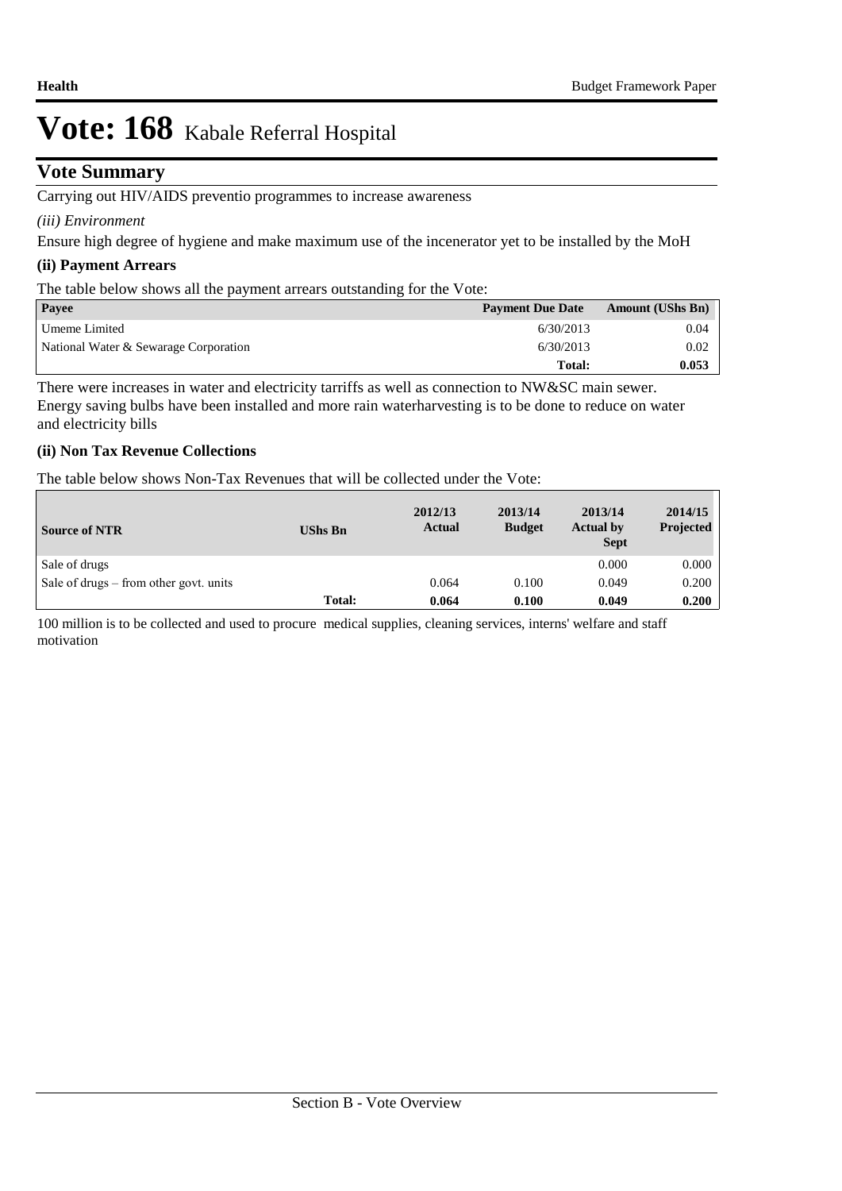# Vote: 168 Kabale Referral Hospital

## Vote Summary

Carrying out HIV/AIDS preventio programmes to increase awareness

*(iii) Environment*

Ensure high degree of hygiene and make maximum use of the incenerator yet to be installed by the MoH

### (ii) Payment Arrears

The table below shows all the payment arrears outstanding for the Vote:

| Payee | Payment Due Date | Amount (UShs Bn) |
|---|---|---|
| Umeme Limited | 6/30/2013 | 0.04 |
| National Water & Sewarage Corporation | 6/30/2013 | 0.02 |
| | **Total:** | **0.053** |

There were increases in water and electricity tarriffs as well as connection to NW&SC main sewer. Energy saving bulbs have been installed and more rain waterharvesting is to be done to reduce on water and electricity bills

### (ii) Non Tax Revenue Collections

The table below shows Non-Tax Revenues that will be collected under the Vote:

| Source of NTR | UShs Bn | 2012/13 Actual | 2013/14 Budget | 2013/14 Actual by Sept | 2014/15 Projected |
|---|---|---|---|---|---|
| Sale of drugs | | | | 0.000 | 0.000 |
| Sale of drugs – from other govt. units | | 0.064 | 0.100 | 0.049 | 0.200 |
| | **Total:** | **0.064** | **0.100** | **0.049** | **0.200** |

100 million is to be collected and used to procure medical supplies, cleaning services, interns' welfare and staff motivation